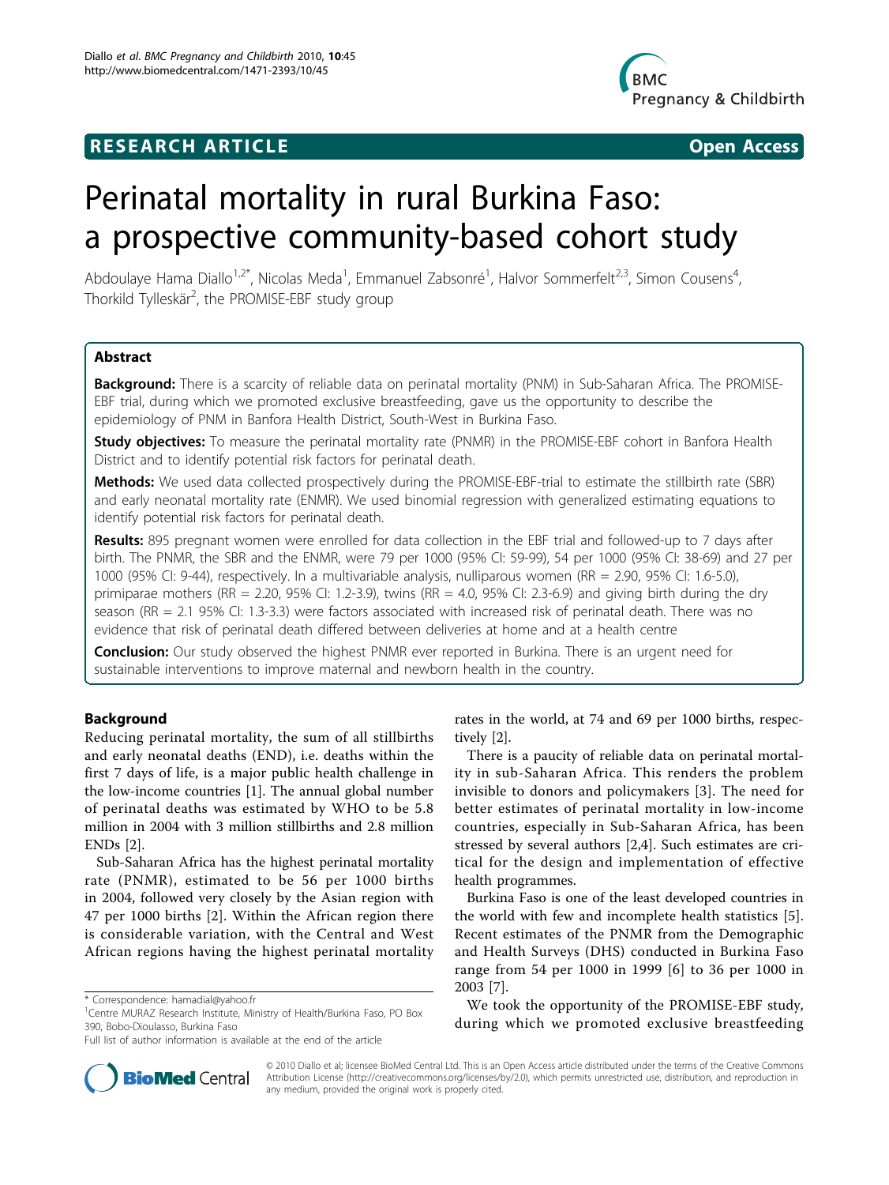**RESEARCH ARTICLE** **Open Access**

# Perinatal mortality in rural Burkina Faso: a prospective community-based cohort study

Abdoulaye Hama Diallo[1,2*], Nicolas Meda[1], Emmanuel Zabsonré[1], Halvor Sommerfelt[2,3], Simon Cousens[4], Thorkild Tylleskär[2], the PROMISE-EBF study group

## Abstract

**Background:** There is a scarcity of reliable data on perinatal mortality (PNM) in Sub-Saharan Africa. The PROMISE-EBF trial, during which we promoted exclusive breastfeeding, gave us the opportunity to describe the epidemiology of PNM in Banfora Health District, South-West in Burkina Faso.

**Study objectives:** To measure the perinatal mortality rate (PNMR) in the PROMISE-EBF cohort in Banfora Health District and to identify potential risk factors for perinatal death.

**Methods:** We used data collected prospectively during the PROMISE-EBF-trial to estimate the stillbirth rate (SBR) and early neonatal mortality rate (ENMR). We used binomial regression with generalized estimating equations to identify potential risk factors for perinatal death.

**Results:** 895 pregnant women were enrolled for data collection in the EBF trial and followed-up to 7 days after birth. The PNMR, the SBR and the ENMR, were 79 per 1000 (95% CI: 59-99), 54 per 1000 (95% CI: 38-69) and 27 per 1000 (95% CI: 9-44), respectively. In a multivariable analysis, nulliparous women (RR = 2.90, 95% CI: 1.6-5.0), primiparae mothers (RR = 2.20, 95% CI: 1.2-3.9), twins (RR = 4.0, 95% CI: 2.3-6.9) and giving birth during the dry season (RR = 2.1 95% CI: 1.3-3.3) were factors associated with increased risk of perinatal death. There was no evidence that risk of perinatal death differed between deliveries at home and at a health centre

**Conclusion:** Our study observed the highest PNMR ever reported in Burkina. There is an urgent need for sustainable interventions to improve maternal and newborn health in the country.

## Background

Reducing perinatal mortality, the sum of all stillbirths and early neonatal deaths (END), i.e. deaths within the first 7 days of life, is a major public health challenge in the low-income countries [1]. The annual global number of perinatal deaths was estimated by WHO to be 5.8 million in 2004 with 3 million stillbirths and 2.8 million ENDs [2].

Sub-Saharan Africa has the highest perinatal mortality rate (PNMR), estimated to be 56 per 1000 births in 2004, followed very closely by the Asian region with 47 per 1000 births [2]. Within the African region there is considerable variation, with the Central and West African regions having the highest perinatal mortality rates in the world, at 74 and 69 per 1000 births, respectively [2].

There is a paucity of reliable data on perinatal mortality in sub-Saharan Africa. This renders the problem invisible to donors and policymakers [3]. The need for better estimates of perinatal mortality in low-income countries, especially in Sub-Saharan Africa, has been stressed by several authors [2,4]. Such estimates are critical for the design and implementation of effective health programmes.

Burkina Faso is one of the least developed countries in the world with few and incomplete health statistics [5]. Recent estimates of the PNMR from the Demographic and Health Surveys (DHS) conducted in Burkina Faso range from 54 per 1000 in 1999 [6] to 36 per 1000 in 2003 [7].

We took the opportunity of the PROMISE-EBF study, during which we promoted exclusive breastfeeding

\* Correspondence: hamadial@yahoo.fr
[1]Centre MURAZ Research Institute, Ministry of Health/Burkina Faso, PO Box 390, Bobo-Dioulasso, Burkina Faso
Full list of author information is available at the end of the article

© 2010 Diallo et al; licensee BioMed Central Ltd. This is an Open Access article distributed under the terms of the Creative Commons Attribution License (http://creativecommons.org/licenses/by/2.0), which permits unrestricted use, distribution, and reproduction in any medium, provided the original work is properly cited.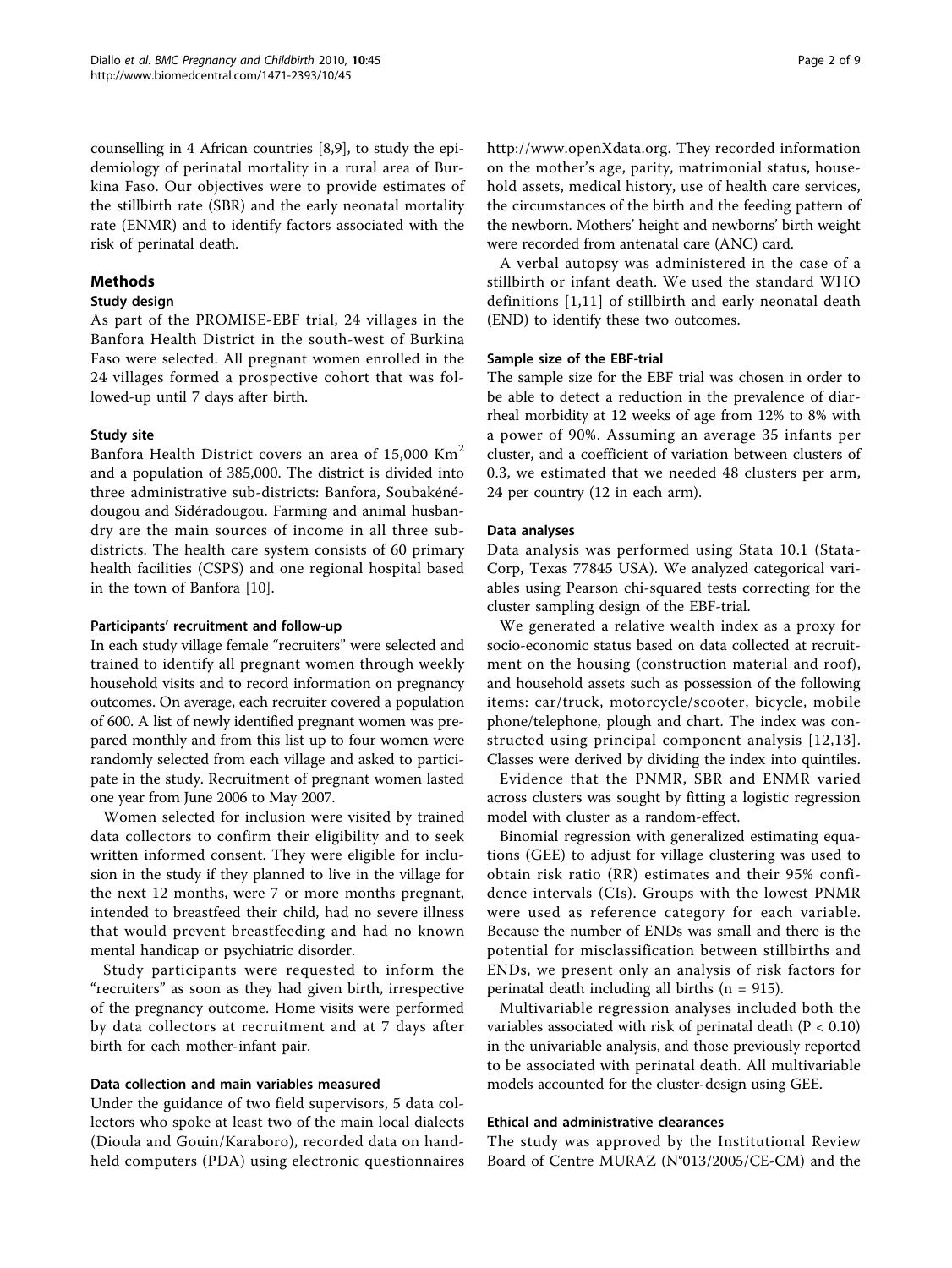counselling in 4 African countries [8,9], to study the epidemiology of perinatal mortality in a rural area of Burkina Faso. Our objectives were to provide estimates of the stillbirth rate (SBR) and the early neonatal mortality rate (ENMR) and to identify factors associated with the risk of perinatal death.

## Methods

### Study design

As part of the PROMISE-EBF trial, 24 villages in the Banfora Health District in the south-west of Burkina Faso were selected. All pregnant women enrolled in the 24 villages formed a prospective cohort that was followed-up until 7 days after birth.

### Study site

Banfora Health District covers an area of 15,000 Km$^2$ and a population of 385,000. The district is divided into three administrative sub-districts: Banfora, Soubakénédougou and Sidéradougou. Farming and animal husbandry are the main sources of income in all three sub-districts. The health care system consists of 60 primary health facilities (CSPS) and one regional hospital based in the town of Banfora [10].

#### Participants' recruitment and follow-up

In each study village female "recruiters" were selected and trained to identify all pregnant women through weekly household visits and to record information on pregnancy outcomes. On average, each recruiter covered a population of 600. A list of newly identified pregnant women was prepared monthly and from this list up to four women were randomly selected from each village and asked to participate in the study. Recruitment of pregnant women lasted one year from June 2006 to May 2007.

Women selected for inclusion were visited by trained data collectors to confirm their eligibility and to seek written informed consent. They were eligible for inclusion in the study if they planned to live in the village for the next 12 months, were 7 or more months pregnant, intended to breastfeed their child, had no severe illness that would prevent breastfeeding and had no known mental handicap or psychiatric disorder.

Study participants were requested to inform the "recruiters" as soon as they had given birth, irrespective of the pregnancy outcome. Home visits were performed by data collectors at recruitment and at 7 days after birth for each mother-infant pair.

#### Data collection and main variables measured

Under the guidance of two field supervisors, 5 data collectors who spoke at least two of the main local dialects (Dioula and Gouin/Karaboro), recorded data on hand-held computers (PDA) using electronic questionnaires http://www.openXdata.org. They recorded information on the mother's age, parity, matrimonial status, household assets, medical history, use of health care services, the circumstances of the birth and the feeding pattern of the newborn. Mothers' height and newborns' birth weight were recorded from antenatal care (ANC) card.

A verbal autopsy was administered in the case of a stillbirth or infant death. We used the standard WHO definitions [1,11] of stillbirth and early neonatal death (END) to identify these two outcomes.

#### Sample size of the EBF-trial

The sample size for the EBF trial was chosen in order to be able to detect a reduction in the prevalence of diarrheal morbidity at 12 weeks of age from 12% to 8% with a power of 90%. Assuming an average 35 infants per cluster, and a coefficient of variation between clusters of 0.3, we estimated that we needed 48 clusters per arm, 24 per country (12 in each arm).

#### Data analyses

Data analysis was performed using Stata 10.1 (StataCorp, Texas 77845 USA). We analyzed categorical variables using Pearson chi-squared tests correcting for the cluster sampling design of the EBF-trial.

We generated a relative wealth index as a proxy for socio-economic status based on data collected at recruitment on the housing (construction material and roof), and household assets such as possession of the following items: car/truck, motorcycle/scooter, bicycle, mobile phone/telephone, plough and chart. The index was constructed using principal component analysis [12,13]. Classes were derived by dividing the index into quintiles.

Evidence that the PNMR, SBR and ENMR varied across clusters was sought by fitting a logistic regression model with cluster as a random-effect.

Binomial regression with generalized estimating equations (GEE) to adjust for village clustering was used to obtain risk ratio (RR) estimates and their 95% confidence intervals (CIs). Groups with the lowest PNMR were used as reference category for each variable. Because the number of ENDs was small and there is the potential for misclassification between stillbirths and ENDs, we present only an analysis of risk factors for perinatal death including all births (n = 915).

Multivariable regression analyses included both the variables associated with risk of perinatal death ($P < 0.10$) in the univariable analysis, and those previously reported to be associated with perinatal death. All multivariable models accounted for the cluster-design using GEE.

#### Ethical and administrative clearances

The study was approved by the Institutional Review Board of Centre MURAZ (N°013/2005/CE-CM) and the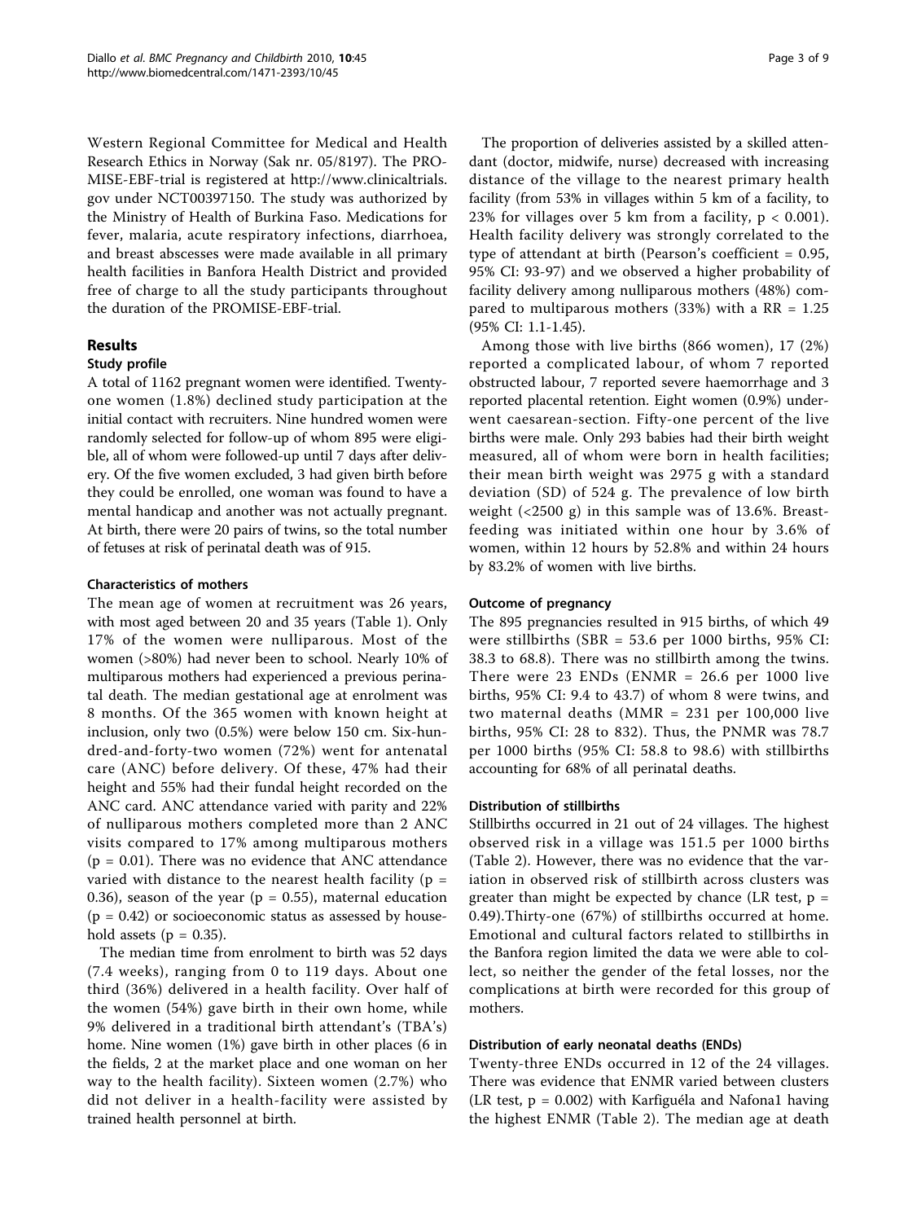Western Regional Committee for Medical and Health Research Ethics in Norway (Sak nr. 05/8197). The PROMISE-EBF-trial is registered at http://www.clinicaltrials.gov under NCT00397150. The study was authorized by the Ministry of Health of Burkina Faso. Medications for fever, malaria, acute respiratory infections, diarrhoea, and breast abscesses were made available in all primary health facilities in Banfora Health District and provided free of charge to all the study participants throughout the duration of the PROMISE-EBF-trial.

## Results

### Study profile

A total of 1162 pregnant women were identified. Twenty-one women (1.8%) declined study participation at the initial contact with recruiters. Nine hundred women were randomly selected for follow-up of whom 895 were eligible, all of whom were followed-up until 7 days after delivery. Of the five women excluded, 3 had given birth before they could be enrolled, one woman was found to have a mental handicap and another was not actually pregnant. At birth, there were 20 pairs of twins, so the total number of fetuses at risk of perinatal death was of 915.

### Characteristics of mothers

The mean age of women at recruitment was 26 years, with most aged between 20 and 35 years (Table 1). Only 17% of the women were nulliparous. Most of the women (>80%) had never been to school. Nearly 10% of multiparous mothers had experienced a previous perinatal death. The median gestational age at enrolment was 8 months. Of the 365 women with known height at inclusion, only two (0.5%) were below 150 cm. Six-hundred-and-forty-two women (72%) went for antenatal care (ANC) before delivery. Of these, 47% had their height and 55% had their fundal height recorded on the ANC card. ANC attendance varied with parity and 22% of nulliparous mothers completed more than 2 ANC visits compared to 17% among multiparous mothers ($p = 0.01$). There was no evidence that ANC attendance varied with distance to the nearest health facility ($p = 0.36$), season of the year ($p = 0.55$), maternal education ($p = 0.42$) or socioeconomic status as assessed by household assets ($p = 0.35$).

The median time from enrolment to birth was 52 days (7.4 weeks), ranging from 0 to 119 days. About one third (36%) delivered in a health facility. Over half of the women (54%) gave birth in their own home, while 9% delivered in a traditional birth attendant's (TBA's) home. Nine women (1%) gave birth in other places (6 in the fields, 2 at the market place and one woman on her way to the health facility). Sixteen women (2.7%) who did not deliver in a health-facility were assisted by trained health personnel at birth.

The proportion of deliveries assisted by a skilled attendant (doctor, midwife, nurse) decreased with increasing distance of the village to the nearest primary health facility (from 53% in villages within 5 km of a facility, to 23% for villages over 5 km from a facility, $p < 0.001$). Health facility delivery was strongly correlated to the type of attendant at birth (Pearson's coefficient = 0.95, 95% CI: 93-97) and we observed a higher probability of facility delivery among nulliparous mothers (48%) compared to multiparous mothers (33%) with a RR = 1.25 (95% CI: 1.1-1.45).

Among those with live births (866 women), 17 (2%) reported a complicated labour, of whom 7 reported obstructed labour, 7 reported severe haemorrhage and 3 reported placental retention. Eight women (0.9%) underwent caesarean-section. Fifty-one percent of the live births were male. Only 293 babies had their birth weight measured, all of whom were born in health facilities; their mean birth weight was 2975 g with a standard deviation (SD) of 524 g. The prevalence of low birth weight (<2500 g) in this sample was of 13.6%. Breastfeeding was initiated within one hour by 3.6% of women, within 12 hours by 52.8% and within 24 hours by 83.2% of women with live births.

### Outcome of pregnancy

The 895 pregnancies resulted in 915 births, of which 49 were stillbirths (SBR = 53.6 per 1000 births, 95% CI: 38.3 to 68.8). There was no stillbirth among the twins. There were 23 ENDs (ENMR = 26.6 per 1000 live births, 95% CI: 9.4 to 43.7) of whom 8 were twins, and two maternal deaths (MMR = 231 per 100,000 live births, 95% CI: 28 to 832). Thus, the PNMR was 78.7 per 1000 births (95% CI: 58.8 to 98.6) with stillbirths accounting for 68% of all perinatal deaths.

### Distribution of stillbirths

Stillbirths occurred in 21 out of 24 villages. The highest observed risk in a village was 151.5 per 1000 births (Table 2). However, there was no evidence that the variation in observed risk of stillbirth across clusters was greater than might be expected by chance (LR test, $p = 0.49$).Thirty-one (67%) of stillbirths occurred at home. Emotional and cultural factors related to stillbirths in the Banfora region limited the data we were able to collect, so neither the gender of the fetal losses, nor the complications at birth were recorded for this group of mothers.

### Distribution of early neonatal deaths (ENDs)

Twenty-three ENDs occurred in 12 of the 24 villages. There was evidence that ENMR varied between clusters (LR test, $p = 0.002$) with Karfiguéla and Nafona1 having the highest ENMR (Table 2). The median age at death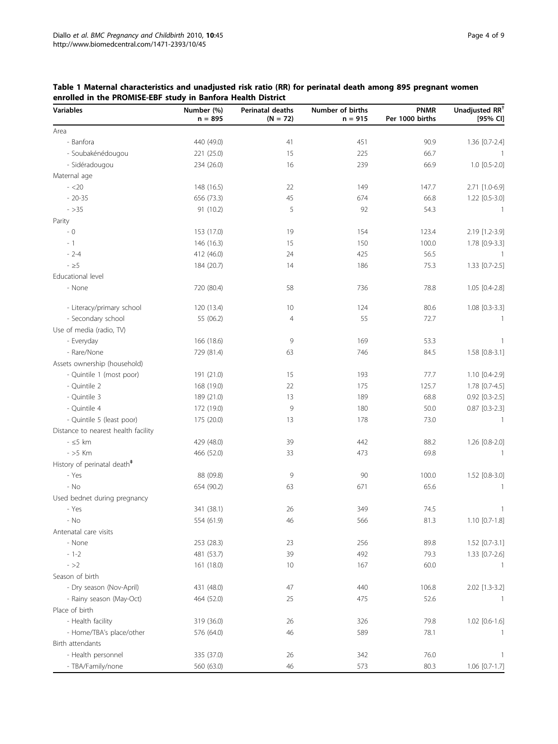**Table 1 Maternal characteristics and unadjusted risk ratio (RR) for perinatal death among 895 pregnant women enrolled in the PROMISE-EBF study in Banfora Health District**

| Variables | Number (%) n = 895 | Perinatal deaths (N = 72) | Number of births n = 915 | PNMR Per 1000 births | Unadjusted RR[†] [95% CI] |
|---|---|---|---|---|---|
| Area | | | | | |
| - Banfora | 440 (49.0) | 41 | 451 | 90.9 | 1.36 [0.7-2.4] |
| - Soubakénédougou | 221 (25.0) | 15 | 225 | 66.7 | 1 |
| - Sidéradougou | 234 (26.0) | 16 | 239 | 66.9 | 1.0 [0.5-2.0] |
| Maternal age | | | | | |
| - <20 | 148 (16.5) | 22 | 149 | 147.7 | 2.71 [1.0-6.9] |
| - 20-35 | 656 (73.3) | 45 | 674 | 66.8 | 1.22 [0.5-3.0] |
| - >35 | 91 (10.2) | 5 | 92 | 54.3 | 1 |
| Parity | | | | | |
| - 0 | 153 (17.0) | 19 | 154 | 123.4 | 2.19 [1.2-3.9] |
| - 1 | 146 (16.3) | 15 | 150 | 100.0 | 1.78 [0.9-3.3] |
| - 2-4 | 412 (46.0) | 24 | 425 | 56.5 | 1 |
| - ≥5 | 184 (20.7) | 14 | 186 | 75.3 | 1.33 [0.7-2.5] |
| Educational level | | | | | |
| - None | 720 (80.4) | 58 | 736 | 78.8 | 1.05 [0.4-2.8] |
| - Literacy/primary school | 120 (13.4) | 10 | 124 | 80.6 | 1.08 [0.3-3.3] |
| - Secondary school | 55 (06.2) | 4 | 55 | 72.7 | 1 |
| Use of media (radio, TV) | | | | | |
| - Everyday | 166 (18.6) | 9 | 169 | 53.3 | 1 |
| - Rare/None | 729 (81.4) | 63 | 746 | 84.5 | 1.58 [0.8-3.1] |
| Assets ownership (household) | | | | | |
| - Quintile 1 (most poor) | 191 (21.0) | 15 | 193 | 77.7 | 1.10 [0.4-2.9] |
| - Quintile 2 | 168 (19.0) | 22 | 175 | 125.7 | 1.78 [0.7-4.5] |
| - Quintile 3 | 189 (21.0) | 13 | 189 | 68.8 | 0.92 [0.3-2.5] |
| - Quintile 4 | 172 (19.0) | 9 | 180 | 50.0 | 0.87 [0.3-2.3] |
| - Quintile 5 (least poor) | 175 (20.0) | 13 | 178 | 73.0 | 1 |
| Distance to nearest health facility | | | | | |
| - ≤5 km | 429 (48.0) | 39 | 442 | 88.2 | 1.26 [0.8-2.0] |
| - >5 Km | 466 (52.0) | 33 | 473 | 69.8 | 1 |
| History of perinatal death[‡] | | | | | |
| - Yes | 88 (09.8) | 9 | 90 | 100.0 | 1.52 [0.8-3.0] |
| - No | 654 (90.2) | 63 | 671 | 65.6 | 1 |
| Used bednet during pregnancy | | | | | |
| - Yes | 341 (38.1) | 26 | 349 | 74.5 | 1 |
| - No | 554 (61.9) | 46 | 566 | 81.3 | 1.10 [0.7-1.8] |
| Antenatal care visits | | | | | |
| - None | 253 (28.3) | 23 | 256 | 89.8 | 1.52 [0.7-3.1] |
| - 1-2 | 481 (53.7) | 39 | 492 | 79.3 | 1.33 [0.7-2.6] |
| - >2 | 161 (18.0) | 10 | 167 | 60.0 | 1 |
| Season of birth | | | | | |
| - Dry season (Nov-April) | 431 (48.0) | 47 | 440 | 106.8 | 2.02 [1.3-3.2] |
| - Rainy season (May-Oct) | 464 (52.0) | 25 | 475 | 52.6 | 1 |
| Place of birth | | | | | |
| - Health facility | 319 (36.0) | 26 | 326 | 79.8 | 1.02 [0.6-1.6] |
| - Home/TBA's place/other | 576 (64.0) | 46 | 589 | 78.1 | 1 |
| Birth attendants | | | | | |
| - Health personnel | 335 (37.0) | 26 | 342 | 76.0 | 1 |
| - TBA/Family/none | 560 (63.0) | 46 | 573 | 80.3 | 1.06 [0.7-1.7] |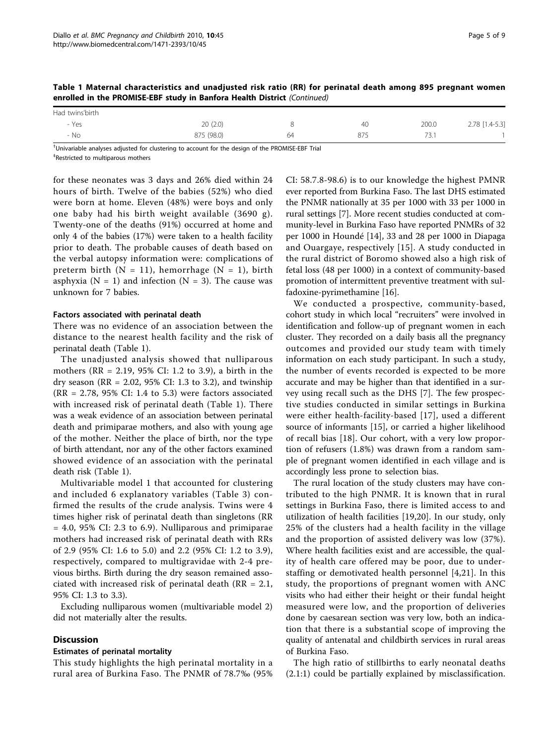**Table 1 Maternal characteristics and unadjusted risk ratio (RR) for perinatal death among 895 pregnant women enrolled in the PROMISE-EBF study in Banfora Health District** *(Continued)*

| Had twins'birth | | | | | |
|---|---|---|---|---|---|
| - Yes | 20 (2.0) | 8 | 40 | 200.0 | 2.78 [1.4-5.3] |
| - No | 875 (98.0) | 64 | 875 | 73.1 | 1 |

[†]Univariable analyses adjusted for clustering to account for the design of the PROMISE-EBF Trial

[‡]Restricted to multiparous mothers

for these neonates was 3 days and 26% died within 24 hours of birth. Twelve of the babies (52%) who died were born at home. Eleven (48%) were boys and only one baby had his birth weight available (3690 g). Twenty-one of the deaths (91%) occurred at home and only 4 of the babies (17%) were taken to a health facility prior to death. The probable causes of death based on the verbal autopsy information were: complications of preterm birth (N = 11), hemorrhage (N = 1), birth asphyxia (N = 1) and infection (N = 3). The cause was unknown for 7 babies.

#### Factors associated with perinatal death

There was no evidence of an association between the distance to the nearest health facility and the risk of perinatal death (Table 1).

The unadjusted analysis showed that nulliparous mothers (RR = 2.19, 95% CI: 1.2 to 3.9), a birth in the dry season (RR = 2.02, 95% CI: 1.3 to 3.2), and twinship (RR = 2.78, 95% CI: 1.4 to 5.3) were factors associated with increased risk of perinatal death (Table 1). There was a weak evidence of an association between perinatal death and primiparae mothers, and also with young age of the mother. Neither the place of birth, nor the type of birth attendant, nor any of the other factors examined showed evidence of an association with the perinatal death risk (Table 1).

Multivariable model 1 that accounted for clustering and included 6 explanatory variables (Table 3) confirmed the results of the crude analysis. Twins were 4 times higher risk of perinatal death than singletons (RR = 4.0, 95% CI: 2.3 to 6.9). Nulliparous and primiparae mothers had increased risk of perinatal death with RRs of 2.9 (95% CI: 1.6 to 5.0) and 2.2 (95% CI: 1.2 to 3.9), respectively, compared to multigravidae with 2-4 previous births. Birth during the dry season remained associated with increased risk of perinatal death (RR = 2.1, 95% CI: 1.3 to 3.3).

Excluding nulliparous women (multivariable model 2) did not materially alter the results.

## Discussion

#### Estimates of perinatal mortality

This study highlights the high perinatal mortality in a rural area of Burkina Faso. The PNMR of 78.7‰ (95% CI: 58.7.8-98.6) is to our knowledge the highest PMNR ever reported from Burkina Faso. The last DHS estimated the PNMR nationally at 35 per 1000 with 33 per 1000 in rural settings [7]. More recent studies conducted at community-level in Burkina Faso have reported PNMRs of 32 per 1000 in Houndé [14], 33 and 28 per 1000 in Diapaga and Ouargaye, respectively [15]. A study conducted in the rural district of Boromo showed also a high risk of fetal loss (48 per 1000) in a context of community-based promotion of intermittent preventive treatment with sulfadoxine-pyrimethamine [16].

We conducted a prospective, community-based, cohort study in which local "recruiters" were involved in identification and follow-up of pregnant women in each cluster. They recorded on a daily basis all the pregnancy outcomes and provided our study team with timely information on each study participant. In such a study, the number of events recorded is expected to be more accurate and may be higher than that identified in a survey using recall such as the DHS [7]. The few prospective studies conducted in similar settings in Burkina were either health-facility-based [17], used a different source of informants [15], or carried a higher likelihood of recall bias [18]. Our cohort, with a very low proportion of refusers (1.8%) was drawn from a random sample of pregnant women identified in each village and is accordingly less prone to selection bias.

The rural location of the study clusters may have contributed to the high PNMR. It is known that in rural settings in Burkina Faso, there is limited access to and utilization of health facilities [19,20]. In our study, only 25% of the clusters had a health facility in the village and the proportion of assisted delivery was low (37%). Where health facilities exist and are accessible, the quality of health care offered may be poor, due to understaffing or demotivated health personnel [4,21]. In this study, the proportions of pregnant women with ANC visits who had either their height or their fundal height measured were low, and the proportion of deliveries done by caesarean section was very low, both an indication that there is a substantial scope of improving the quality of antenatal and childbirth services in rural areas of Burkina Faso.

The high ratio of stillbirths to early neonatal deaths (2.1:1) could be partially explained by misclassification.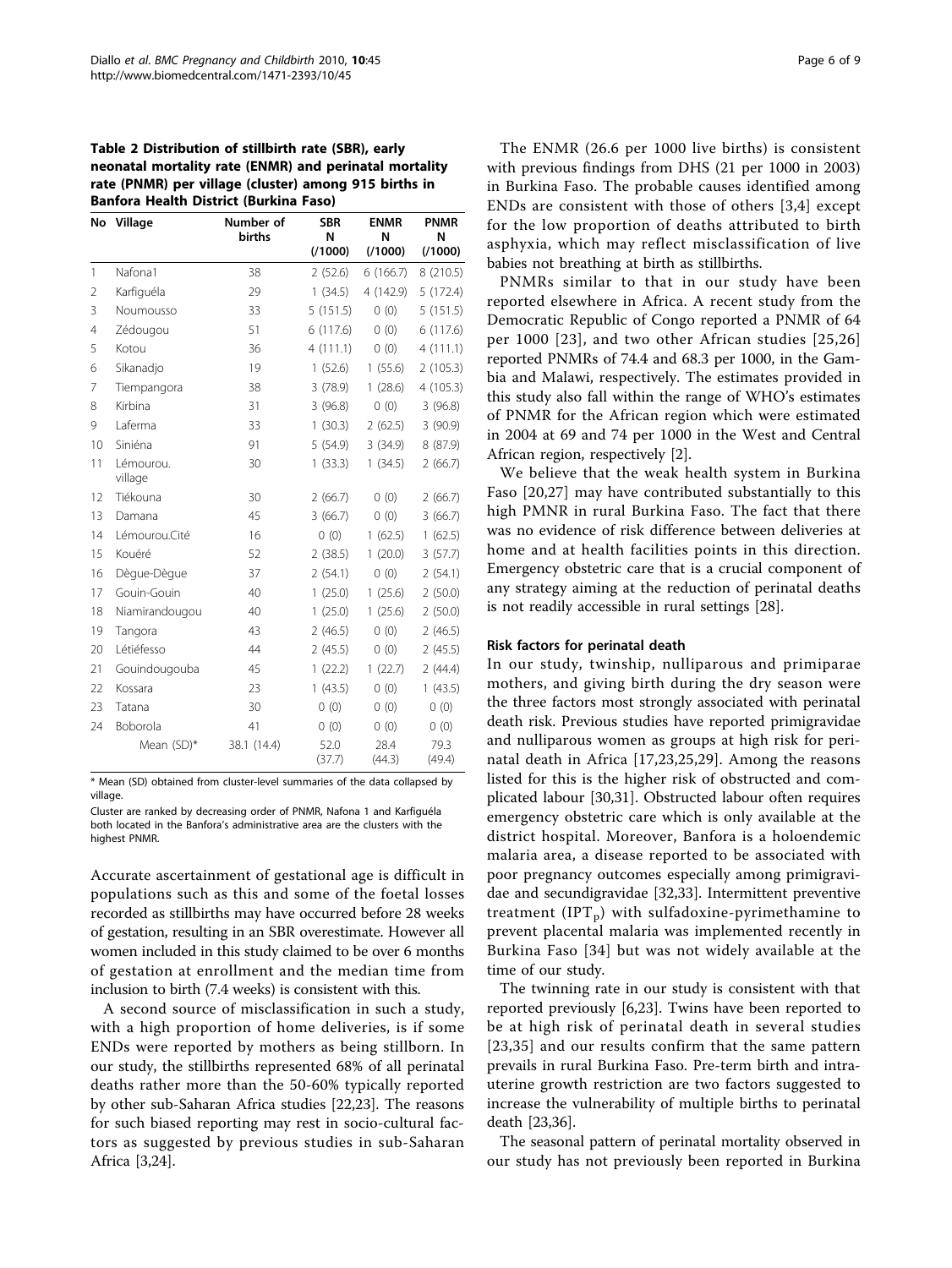**Table 2 Distribution of stillbirth rate (SBR), early neonatal mortality rate (ENMR) and perinatal mortality rate (PNMR) per village (cluster) among 915 births in Banfora Health District (Burkina Faso)**

| No | Village | Number of births | SBR N (/1000) | ENMR N (/1000) | PNMR N (/1000) |
|---|---|---|---|---|---|
| 1 | Nafona1 | 38 | 2 (52.6) | 6 (166.7) | 8 (210.5) |
| 2 | Karfiguéla | 29 | 1 (34.5) | 4 (142.9) | 5 (172.4) |
| 3 | Noumousso | 33 | 5 (151.5) | 0 (0) | 5 (151.5) |
| 4 | Zédougou | 51 | 6 (117.6) | 0 (0) | 6 (117.6) |
| 5 | Kotou | 36 | 4 (111.1) | 0 (0) | 4 (111.1) |
| 6 | Sikanadjo | 19 | 1 (52.6) | 1 (55.6) | 2 (105.3) |
| 7 | Tiempangora | 38 | 3 (78.9) | 1 (28.6) | 4 (105.3) |
| 8 | Kirbina | 31 | 3 (96.8) | 0 (0) | 3 (96.8) |
| 9 | Laferma | 33 | 1 (30.3) | 2 (62.5) | 3 (90.9) |
| 10 | Siniéna | 91 | 5 (54.9) | 3 (34.9) | 8 (87.9) |
| 11 | Lémourou. village | 30 | 1 (33.3) | 1 (34.5) | 2 (66.7) |
| 12 | Tiékouna | 30 | 2 (66.7) | 0 (0) | 2 (66.7) |
| 13 | Damana | 45 | 3 (66.7) | 0 (0) | 3 (66.7) |
| 14 | Lémourou.Cité | 16 | 0 (0) | 1 (62.5) | 1 (62.5) |
| 15 | Kouéré | 52 | 2 (38.5) | 1 (20.0) | 3 (57.7) |
| 16 | Dègue-Dègue | 37 | 2 (54.1) | 0 (0) | 2 (54.1) |
| 17 | Gouin-Gouin | 40 | 1 (25.0) | 1 (25.6) | 2 (50.0) |
| 18 | Niamirandougou | 40 | 1 (25.0) | 1 (25.6) | 2 (50.0) |
| 19 | Tangora | 43 | 2 (46.5) | 0 (0) | 2 (46.5) |
| 20 | Létiéfesso | 44 | 2 (45.5) | 0 (0) | 2 (45.5) |
| 21 | Gouindougouba | 45 | 1 (22.2) | 1 (22.7) | 2 (44.4) |
| 22 | Kossara | 23 | 1 (43.5) | 0 (0) | 1 (43.5) |
| 23 | Tatana | 30 | 0 (0) | 0 (0) | 0 (0) |
| 24 | Boborola | 41 | 0 (0) | 0 (0) | 0 (0) |
| | Mean (SD)* | 38.1 (14.4) | 52.0 (37.7) | 28.4 (44.3) | 79.3 (49.4) |

\* Mean (SD) obtained from cluster-level summaries of the data collapsed by village.

Cluster are ranked by decreasing order of PNMR, Nafona 1 and Karfiguéla both located in the Banfora's administrative area are the clusters with the highest PNMR.

Accurate ascertainment of gestational age is difficult in populations such as this and some of the foetal losses recorded as stillbirths may have occurred before 28 weeks of gestation, resulting in an SBR overestimate. However all women included in this study claimed to be over 6 months of gestation at enrollment and the median time from inclusion to birth (7.4 weeks) is consistent with this.

A second source of misclassification in such a study, with a high proportion of home deliveries, is if some ENDs were reported by mothers as being stillborn. In our study, the stillbirths represented 68% of all perinatal deaths rather more than the 50-60% typically reported by other sub-Saharan Africa studies [22,23]. The reasons for such biased reporting may rest in socio-cultural factors as suggested by previous studies in sub-Saharan Africa [3,24].

The ENMR (26.6 per 1000 live births) is consistent with previous findings from DHS (21 per 1000 in 2003) in Burkina Faso. The probable causes identified among ENDs are consistent with those of others [3,4] except for the low proportion of deaths attributed to birth asphyxia, which may reflect misclassification of live babies not breathing at birth as stillbirths.

PNMRs similar to that in our study have been reported elsewhere in Africa. A recent study from the Democratic Republic of Congo reported a PNMR of 64 per 1000 [23], and two other African studies [25,26] reported PNMRs of 74.4 and 68.3 per 1000, in the Gambia and Malawi, respectively. The estimates provided in this study also fall within the range of WHO's estimates of PNMR for the African region which were estimated in 2004 at 69 and 74 per 1000 in the West and Central African region, respectively [2].

We believe that the weak health system in Burkina Faso [20,27] may have contributed substantially to this high PMNR in rural Burkina Faso. The fact that there was no evidence of risk difference between deliveries at home and at health facilities points in this direction. Emergency obstetric care that is a crucial component of any strategy aiming at the reduction of perinatal deaths is not readily accessible in rural settings [28].

### Risk factors for perinatal death

In our study, twinship, nulliparous and primiparae mothers, and giving birth during the dry season were the three factors most strongly associated with perinatal death risk. Previous studies have reported primigravidae and nulliparous women as groups at high risk for perinatal death in Africa [17,23,25,29]. Among the reasons listed for this is the higher risk of obstructed and complicated labour [30,31]. Obstructed labour often requires emergency obstetric care which is only available at the district hospital. Moreover, Banfora is a holoendemic malaria area, a disease reported to be associated with poor pregnancy outcomes especially among primigravidae and secundigravidae [32,33]. Intermittent preventive treatment ($IPT_p$) with sulfadoxine-pyrimethamine to prevent placental malaria was implemented recently in Burkina Faso [34] but was not widely available at the time of our study.

The twinning rate in our study is consistent with that reported previously [6,23]. Twins have been reported to be at high risk of perinatal death in several studies [23,35] and our results confirm that the same pattern prevails in rural Burkina Faso. Pre-term birth and intra-uterine growth restriction are two factors suggested to increase the vulnerability of multiple births to perinatal death [23,36].

The seasonal pattern of perinatal mortality observed in our study has not previously been reported in Burkina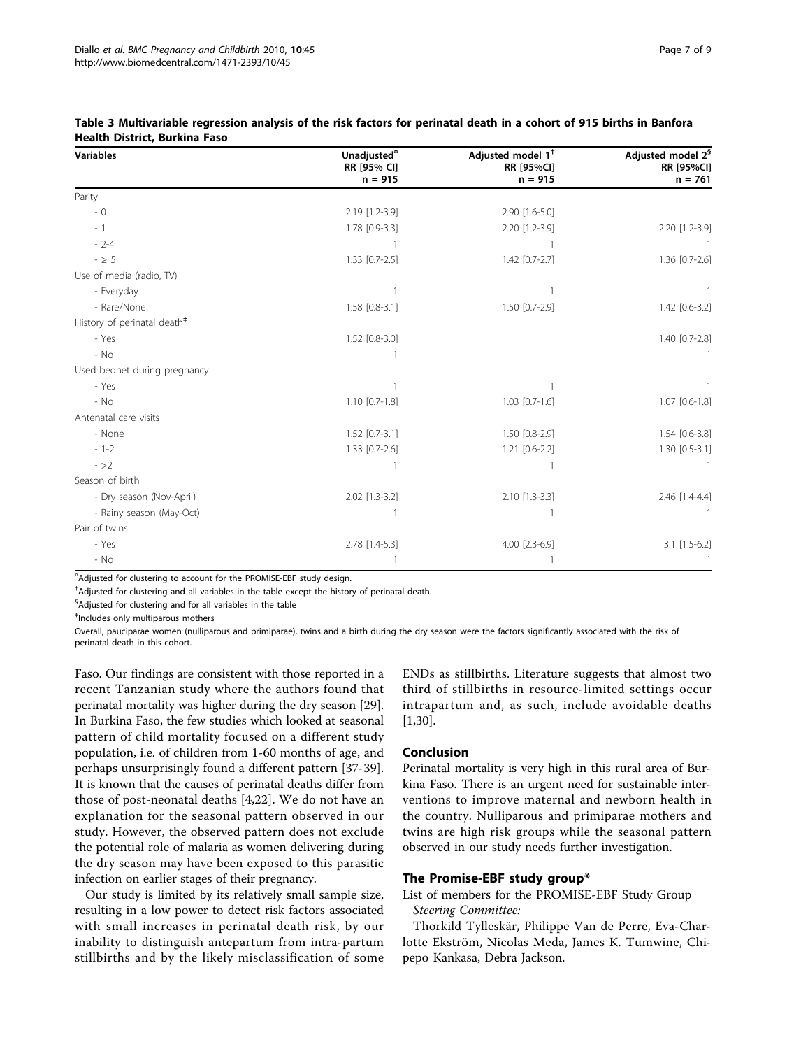**Table 3 Multivariable regression analysis of the risk factors for perinatal death in a cohort of 915 births in Banfora Health District, Burkina Faso**

| Variables | Unadjusted[¤] RR [95% CI] n = 915 | Adjusted model 1[†] RR [95%CI] n = 915 | Adjusted model 2[§] RR [95%CI] n = 761 |
|---|---|---|---|
| Parity | | | |
| - 0 | 2.19 [1.2-3.9] | 2.90 [1.6-5.0] | |
| - 1 | 1.78 [0.9-3.3] | 2.20 [1.2-3.9] | 2.20 [1.2-3.9] |
| - 2-4 | 1 | 1 | 1 |
| - ≥ 5 | 1.33 [0.7-2.5] | 1.42 [0.7-2.7] | 1.36 [0.7-2.6] |
| Use of media (radio, TV) | | | |
| - Everyday | 1 | 1 | 1 |
| - Rare/None | 1.58 [0.8-3.1] | 1.50 [0.7-2.9] | 1.42 [0.6-3.2] |
| History of perinatal death[‡] | | | |
| - Yes | 1.52 [0.8-3.0] | | 1.40 [0.7-2.8] |
| - No | 1 | | 1 |
| Used bednet during pregnancy | | | |
| - Yes | 1 | 1 | 1 |
| - No | 1.10 [0.7-1.8] | 1.03 [0.7-1.6] | 1.07 [0.6-1.8] |
| Antenatal care visits | | | |
| - None | 1.52 [0.7-3.1] | 1.50 [0.8-2.9] | 1.54 [0.6-3.8] |
| - 1-2 | 1.33 [0.7-2.6] | 1.21 [0.6-2.2] | 1.30 [0.5-3.1] |
| - >2 | 1 | 1 | 1 |
| Season of birth | | | |
| - Dry season (Nov-April) | 2.02 [1.3-3.2] | 2.10 [1.3-3.3] | 2.46 [1.4-4.4] |
| - Rainy season (May-Oct) | 1 | 1 | 1 |
| Pair of twins | | | |
| - Yes | 2.78 [1.4-5.3] | 4.00 [2.3-6.9] | 3.1 [1.5-6.2] |
| - No | 1 | 1 | 1 |

[¤]Adjusted for clustering to account for the PROMISE-EBF study design.

[†]Adjusted for clustering and all variables in the table except the history of perinatal death.

[§]Adjusted for clustering and for all variables in the table

[‡]Includes only multiparous mothers

Overall, pauciparae women (nulliparous and primiparae), twins and a birth during the dry season were the factors significantly associated with the risk of perinatal death in this cohort.

Faso. Our findings are consistent with those reported in a recent Tanzanian study where the authors found that perinatal mortality was higher during the dry season [29]. In Burkina Faso, the few studies which looked at seasonal pattern of child mortality focused on a different study population, i.e. of children from 1-60 months of age, and perhaps unsurprisingly found a different pattern [37-39]. It is known that the causes of perinatal deaths differ from those of post-neonatal deaths [4,22]. We do not have an explanation for the seasonal pattern observed in our study. However, the observed pattern does not exclude the potential role of malaria as women delivering during the dry season may have been exposed to this parasitic infection on earlier stages of their pregnancy.

Our study is limited by its relatively small sample size, resulting in a low power to detect risk factors associated with small increases in perinatal death risk, by our inability to distinguish antepartum from intra-partum stillbirths and by the likely misclassification of some ENDs as stillbirths. Literature suggests that almost two third of stillbirths in resource-limited settings occur intrapartum and, as such, include avoidable deaths [1,30].

## Conclusion

Perinatal mortality is very high in this rural area of Burkina Faso. There is an urgent need for sustainable interventions to improve maternal and newborn health in the country. Nulliparous and primiparae mothers and twins are high risk groups while the seasonal pattern observed in our study needs further investigation.

## The Promise-EBF study group*

List of members for the PROMISE-EBF Study Group

*Steering Committee:*

Thorkild Tylleskär, Philippe Van de Perre, Eva-Charlotte Ekström, Nicolas Meda, James K. Tumwine, Chipepo Kankasa, Debra Jackson.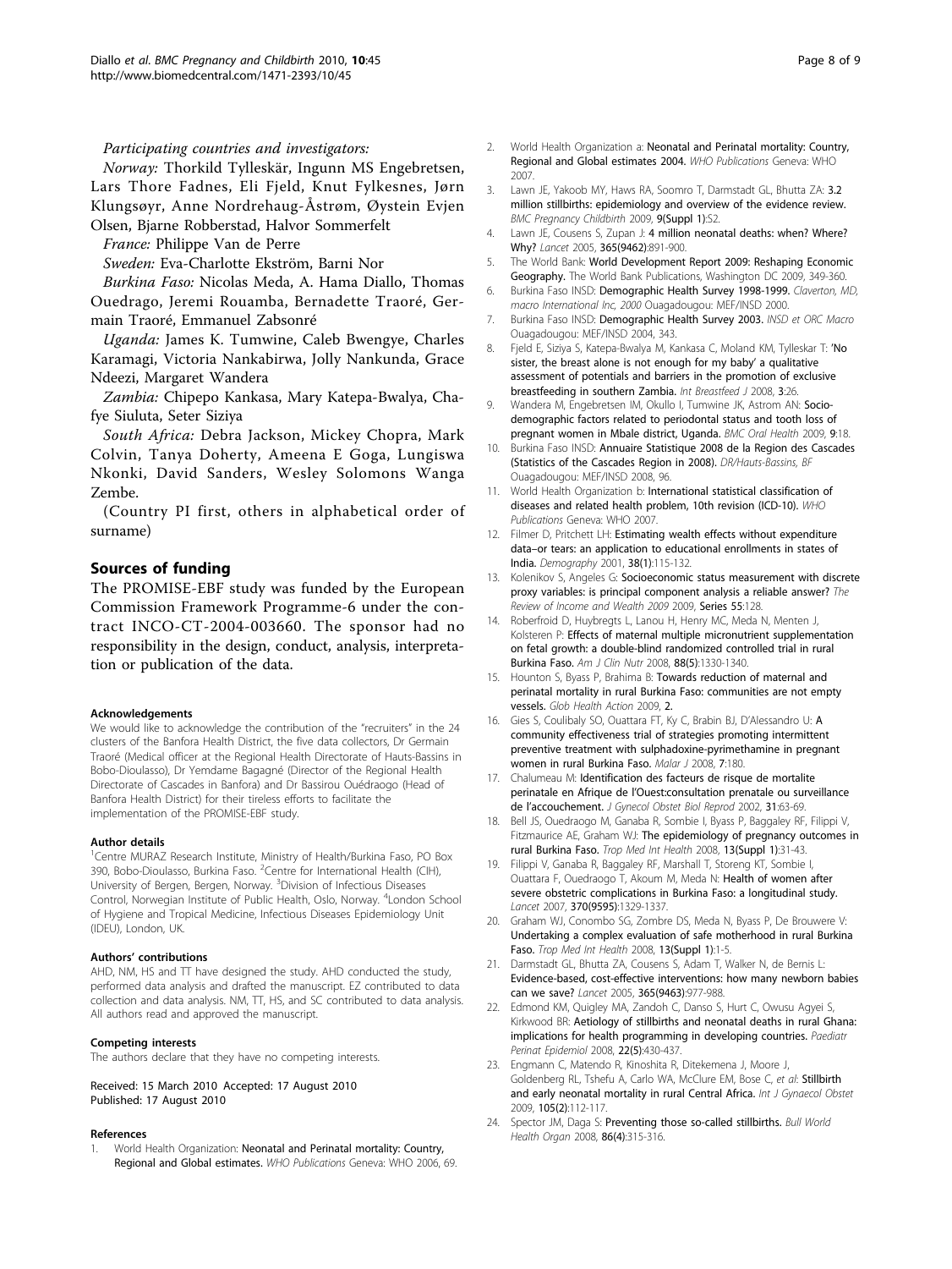*Participating countries and investigators:*

*Norway:* Thorkild Tylleskär, Ingunn MS Engebretsen, Lars Thore Fadnes, Eli Fjeld, Knut Fylkesnes, Jørn Klungsøyr, Anne Nordrehaug-Åstrøm, Øystein Evjen Olsen, Bjarne Robberstad, Halvor Sommerfelt

*France:* Philippe Van de Perre

*Sweden:* Eva-Charlotte Ekström, Barni Nor

*Burkina Faso:* Nicolas Meda, A. Hama Diallo, Thomas Ouedrago, Jeremi Rouamba, Bernadette Traoré, Germain Traoré, Emmanuel Zabsonré

*Uganda:* James K. Tumwine, Caleb Bwengye, Charles Karamagi, Victoria Nankabirwa, Jolly Nankunda, Grace Ndeezi, Margaret Wandera

*Zambia:* Chipepo Kankasa, Mary Katepa-Bwalya, Chafye Siuluta, Seter Siziya

*South Africa:* Debra Jackson, Mickey Chopra, Mark Colvin, Tanya Doherty, Ameena E Goga, Lungiswa Nkonki, David Sanders, Wesley Solomons Wanga Zembe.

(Country PI first, others in alphabetical order of surname)

## Sources of funding

The PROMISE-EBF study was funded by the European Commission Framework Programme-6 under the contract INCO-CT-2004-003660. The sponsor had no responsibility in the design, conduct, analysis, interpretation or publication of the data.

#### Acknowledgements

We would like to acknowledge the contribution of the "recruiters" in the 24 clusters of the Banfora Health District, the five data collectors, Dr Germain Traoré (Medical officer at the Regional Health Directorate of Hauts-Bassins in Bobo-Dioulasso), Dr Yemdame Bagagné (Director of the Regional Health Directorate of Cascades in Banfora) and Dr Bassirou Ouédraogo (Head of Banfora Health District) for their tireless efforts to facilitate the implementation of the PROMISE-EBF study.

#### Author details

[1]Centre MURAZ Research Institute, Ministry of Health/Burkina Faso, PO Box 390, Bobo-Dioulasso, Burkina Faso. [2]Centre for International Health (CIH), University of Bergen, Bergen, Norway. [3]Division of Infectious Diseases Control, Norwegian Institute of Public Health, Oslo, Norway. [4]London School of Hygiene and Tropical Medicine, Infectious Diseases Epidemiology Unit (IDEU), London, UK.

#### Authors' contributions

AHD, NM, HS and TT have designed the study. AHD conducted the study, performed data analysis and drafted the manuscript. EZ contributed to data collection and data analysis. NM, TT, HS, and SC contributed to data analysis. All authors read and approved the manuscript.

#### Competing interests

The authors declare that they have no competing interests.

Received: 15 March 2010 Accepted: 17 August 2010
Published: 17 August 2010

#### References

1. World Health Organization: **Neonatal and Perinatal mortality: Country, Regional and Global estimates.** *WHO Publications* Geneva: WHO 2006, 69.
2. World Health Organization a: **Neonatal and Perinatal mortality: Country, Regional and Global estimates 2004.** *WHO Publications* Geneva: WHO 2007.
3. Lawn JE, Yakoob MY, Haws RA, Soomro T, Darmstadt GL, Bhutta ZA: **3.2 million stillbirths: epidemiology and overview of the evidence review.** *BMC Pregnancy Childbirth* 2009, **9(Suppl 1)**:S2.
4. Lawn JE, Cousens S, Zupan J: **4 million neonatal deaths: when? Where? Why?** *Lancet* 2005, **365(9462)**:891-900.
5. The World Bank: **World Development Report 2009: Reshaping Economic Geography.** The World Bank Publications, Washington DC 2009, 349-360.
6. Burkina Faso INSD: **Demographic Health Survey 1998-1999.** *Claverton, MD, macro International Inc, 2000* Ouagadougou: MEF/INSD 2000.
7. Burkina Faso INSD: **Demographic Health Survey 2003.** *INSD et ORC Macro* Ouagadougou: MEF/INSD 2004, 343.
8. Fjeld E, Siziya S, Katepa-Bwalya M, Kankasa C, Moland KM, Tylleskar T: **'No sister, the breast alone is not enough for my baby' a qualitative assessment of potentials and barriers in the promotion of exclusive breastfeeding in southern Zambia.** *Int Breastfeed J* 2008, **3**:26.
9. Wandera M, Engebretsen IM, Okullo I, Tumwine JK, Astrom AN: **Socio-demographic factors related to periodontal status and tooth loss of pregnant women in Mbale district, Uganda.** *BMC Oral Health* 2009, **9**:18.
10. Burkina Faso INSD: **Annuaire Statistique 2008 de la Region des Cascades (Statistics of the Cascades Region in 2008).** *DR/Hauts-Bassins, BF* Ouagadougou: MEF/INSD 2008, 96.
11. World Health Organization b: **International statistical classification of diseases and related health problem, 10th revision (ICD-10).** *WHO Publications* Geneva: WHO 2007.
12. Filmer D, Pritchett LH: **Estimating wealth effects without expenditure data–or tears: an application to educational enrollments in states of India.** *Demography* 2001, **38(1)**:115-132.
13. Kolenikov S, Angeles G: **Socioeconomic status measurement with discrete proxy variables: is principal component analysis a reliable answer?** *The Review of Income and Wealth 2009* 2009, **Series 55**:128.
14. Roberfroid D, Huybregts L, Lanou H, Henry MC, Meda N, Menten J, Kolsteren P: **Effects of maternal multiple micronutrient supplementation on fetal growth: a double-blind randomized controlled trial in rural Burkina Faso.** *Am J Clin Nutr* 2008, **88(5)**:1330-1340.
15. Hounton S, Byass P, Brahima B: **Towards reduction of maternal and perinatal mortality in rural Burkina Faso: communities are not empty vessels.** *Glob Health Action* 2009, **2**.
16. Gies S, Coulibaly SO, Ouattara FT, Ky C, Brabin BJ, D'Alessandro U: **A community effectiveness trial of strategies promoting intermittent preventive treatment with sulphadoxine-pyrimethamine in pregnant women in rural Burkina Faso.** *Malar J* 2008, **7**:180.
17. Chalumeau M: **Identification des facteurs de risque de mortalite perinatale en Afrique de l'Ouest:consultation prenatale ou surveillance de l'accouchement.** *J Gynecol Obstet Biol Reprod* 2002, **31**:63-69.
18. Bell JS, Ouedraogo M, Ganaba R, Sombie I, Byass P, Baggaley RF, Filippi V, Fitzmaurice AE, Graham WJ: **The epidemiology of pregnancy outcomes in rural Burkina Faso.** *Trop Med Int Health* 2008, **13(Suppl 1)**:31-43.
19. Filippi V, Ganaba R, Baggaley RF, Marshall T, Storeng KT, Sombie I, Ouattara F, Ouedraogo T, Akoum M, Meda N: **Health of women after severe obstetric complications in Burkina Faso: a longitudinal study.** *Lancet* 2007, **370(9595)**:1329-1337.
20. Graham WJ, Conombo SG, Zombre DS, Meda N, Byass P, De Brouwere V: **Undertaking a complex evaluation of safe motherhood in rural Burkina Faso.** *Trop Med Int Health* 2008, **13(Suppl 1)**:1-5.
21. Darmstadt GL, Bhutta ZA, Cousens S, Adam T, Walker N, de Bernis L: **Evidence-based, cost-effective interventions: how many newborn babies can we save?** *Lancet* 2005, **365(9463)**:977-988.
22. Edmond KM, Quigley MA, Zandoh C, Danso S, Hurt C, Owusu Agyei S, Kirkwood BR: **Aetiology of stillbirths and neonatal deaths in rural Ghana: implications for health programming in developing countries.** *Paediatr Perinat Epidemiol* 2008, **22(5)**:430-437.
23. Engmann C, Matendo R, Kinoshita R, Ditekemena J, Moore J, Goldenberg RL, Tshefu A, Carlo WA, McClure EM, Bose C, *et al*: **Stillbirth and early neonatal mortality in rural Central Africa.** *Int J Gynaecol Obstet* 2009, **105(2)**:112-117.
24. Spector JM, Daga S: **Preventing those so-called stillbirths.** *Bull World Health Organ* 2008, **86(4)**:315-316.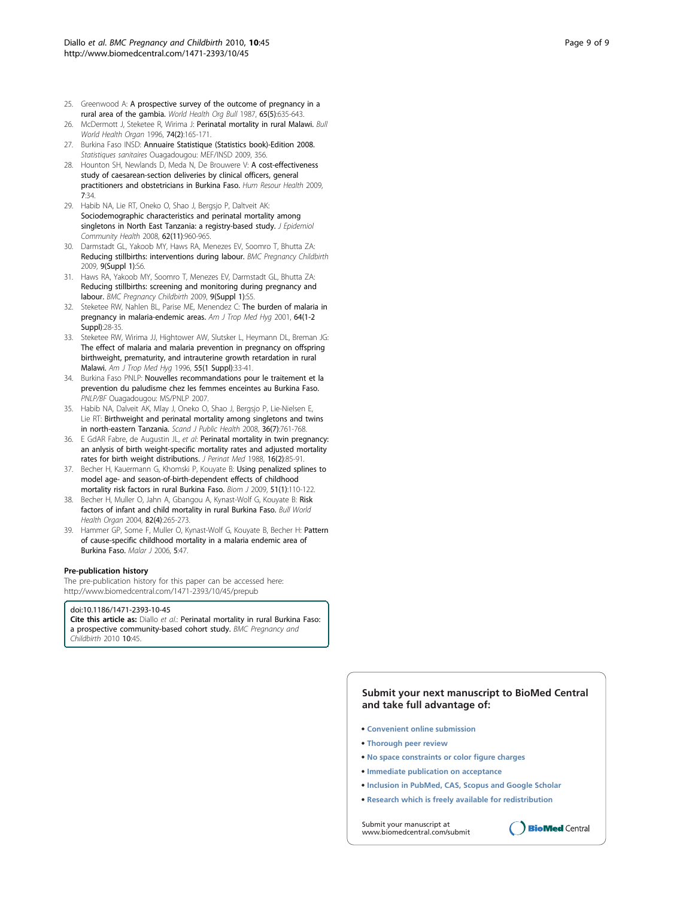25. Greenwood A: **A prospective survey of the outcome of pregnancy in a rural area of the gambia.** *World Health Org Bull* 1987, **65(5)**:635-643.
26. McDermott J, Steketee R, Wirima J: **Perinatal mortality in rural Malawi.** *Bull World Health Organ* 1996, **74(2)**:165-171.
27. Burkina Faso INSD: **Annuaire Statistique (Statistics book)-Edition 2008.** *Statistiques sanitaires* Ouagadougou: MEF/INSD 2009, 356.
28. Hounton SH, Newlands D, Meda N, De Brouwere V: **A cost-effectiveness study of caesarean-section deliveries by clinical officers, general practitioners and obstetricians in Burkina Faso.** *Hum Resour Health* 2009, **7**:34.
29. Habib NA, Lie RT, Oneko O, Shao J, Bergsjo P, Daltveit AK: **Sociodemographic characteristics and perinatal mortality among singletons in North East Tanzania: a registry-based study.** *J Epidemiol Community Health* 2008, **62(11)**:960-965.
30. Darmstadt GL, Yakoob MY, Haws RA, Menezes EV, Soomro T, Bhutta ZA: **Reducing stillbirths: interventions during labour.** *BMC Pregnancy Childbirth* 2009, **9(Suppl 1)**:S6.
31. Haws RA, Yakoob MY, Soomro T, Menezes EV, Darmstadt GL, Bhutta ZA: **Reducing stillbirths: screening and monitoring during pregnancy and labour.** *BMC Pregnancy Childbirth* 2009, **9(Suppl 1)**:S5.
32. Steketee RW, Nahlen BL, Parise ME, Menendez C: **The burden of malaria in pregnancy in malaria-endemic areas.** *Am J Trop Med Hyg* 2001, **64(1-2 Suppl)**:28-35.
33. Steketee RW, Wirima JJ, Hightower AW, Slutsker L, Heymann DL, Breman JG: **The effect of malaria and malaria prevention in pregnancy on offspring birthweight, prematurity, and intrauterine growth retardation in rural Malawi.** *Am J Trop Med Hyg* 1996, **55(1 Suppl)**:33-41.
34. Burkina Faso PNLP: **Nouvelles recommandations pour le traitement et la prevention du paludisme chez les femmes enceintes au Burkina Faso.** *PNLP/BF* Ouagadougou: MS/PNLP 2007.
35. Habib NA, Dalveit AK, Mlay J, Oneko O, Shao J, Bergsjo P, Lie-Nielsen E, Lie RT: **Birthweight and perinatal mortality among singletons and twins in north-eastern Tanzania.** *Scand J Public Health* 2008, **36(7)**:761-768.
36. E GdAR Fabre, de Augustin JL, *et al*: **Perinatal mortality in twin pregnancy: an anlysis of birth weight-specific mortality rates and adjusted mortality rates for birth weight distributions.** *J Perinat Med* 1988, **16(2)**:85-91.
37. Becher H, Kauermann G, Khomski P, Kouyate B: **Using penalized splines to model age- and season-of-birth-dependent effects of childhood mortality risk factors in rural Burkina Faso.** *Biom J* 2009, **51(1)**:110-122.
38. Becher H, Muller O, Jahn A, Gbangou A, Kynast-Wolf G, Kouyate B: **Risk factors of infant and child mortality in rural Burkina Faso.** *Bull World Health Organ* 2004, **82(4)**:265-273.
39. Hammer GP, Some F, Muller O, Kynast-Wolf G, Kouyate B, Becher H: **Pattern of cause-specific childhood mortality in a malaria endemic area of Burkina Faso.** *Malar J* 2006, **5**:47.

#### Pre-publication history

The pre-publication history for this paper can be accessed here:
http://www.biomedcentral.com/1471-2393/10/45/prepub

doi:10.1186/1471-2393-10-45

**Cite this article as:** Diallo *et al.*: Perinatal mortality in rural Burkina Faso: a prospective community-based cohort study. *BMC Pregnancy and Childbirth* 2010 **10**:45.

**Submit your next manuscript to BioMed Central and take full advantage of:**

- Convenient online submission
- Thorough peer review
- No space constraints or color figure charges
- Immediate publication on acceptance
- Inclusion in PubMed, CAS, Scopus and Google Scholar
- Research which is freely available for redistribution

Submit your manuscript at
www.biomedcentral.com/submit

BioMed Central